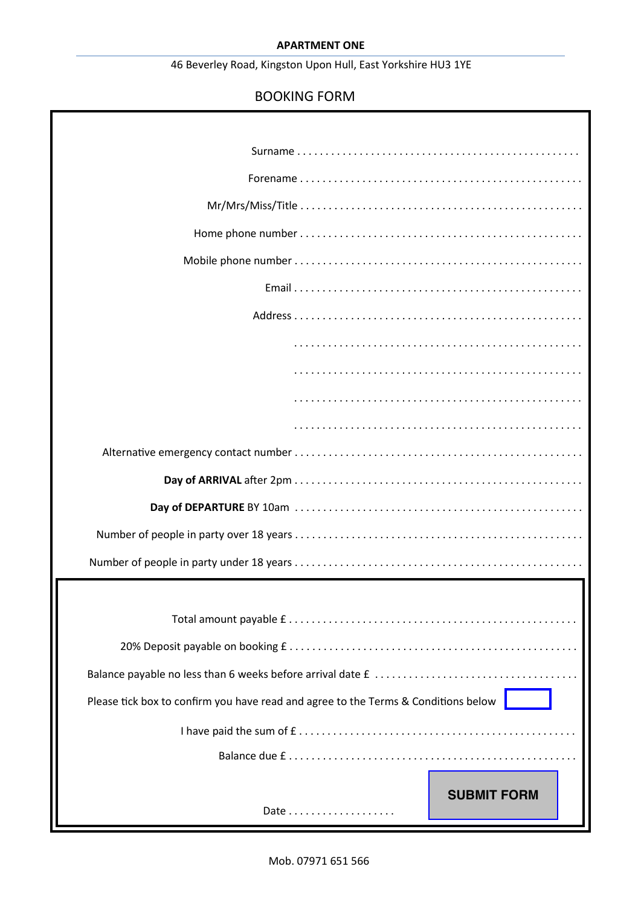**APARTMENT ONE**

46 Beverley Road, Kingston Upon Hull, East Yorkshire HU3 1YE

BOOKING FORM

Surname . . . . . . . . . . . . . . . . . . . . . . . . . . . . . . . . . . . . . . . . . . . . . . . .

Forename . . . . . . . . . . . . . . . . . . . . . . . . . . . . . . . . . . . . . . . . . . . . . . . .

Mr/Mrs/Miss/Title . . . . . . . . . . . . . . . . . . . . . . . . . . . . . . . . . . . . . . . . . . . . . . . .

Home phone number . . . . . . . . . . . . . . . . . . . . . . . . . . . . . . . . . . . . . . . . . . . . . . . .

Mobile phone number . . . . . . . . . . . . . . . . . . . . . . . . . . . . . . . . . . . . . . . . . . . . . . . .

Email . . . . . . . . . . . . . . . . . . . . . . . . . . . . . . . . . . . . . . . . . . . . . . . .

Address . . . . . . . . . . . . . . . . . . . . . . . . . . . . . . . . . . . . . . . . . . . . . . . .

. . . . . . . . . . . . . . . . . . . . . . . . . . . . . . . . . . . . . . . . . . . . . . . .

. . . . . . . . . . . . . . . . . . . . . . . . . . . . . . . . . . . . . . . . . . . . . . . .

. . . . . . . . . . . . . . . . . . . . . . . . . . . . . . . . . . . . . . . . . . . . . . . .

. . . . . . . . . . . . . . . . . . . . . . . . . . . . . . . . . . . . . . . . . . . . . . . .

Alternative emergency contact number . . . . . . . . . . . . . . . . . . . . . . . . . . . . . . . . . . . . . . . . . . . . . . . .

**Day of ARRIVAL** after 2pm . . . . . . . . . . . . . . . . . . . . . . . . . . . . . . . . . . . . . . . . . . . . . . . .

**Day of DEPARTURE** BY 10am . . . . . . . . . . . . . . . . . . . . . . . . . . . . . . . . . . . . . . . . . . . . . . . .

Number of people in party over 18 years . . . . . . . . . . . . . . . . . . . . . . . . . . . . . . . . . . . . . . . . . . . . . . . .

Number of people in party under 18 years . . . . . . . . . . . . . . . . . . . . . . . . . . . . . . . . . . . . . . . . . . . . . . . .

Total amount payable £ . . . . . . . . . . . . . . . . . . . . . . . . . . . . . . . . . . . . . . . . . . . . . . . .

20% Deposit payable on booking £ . . . . . . . . . . . . . . . . . . . . . . . . . . . . . . . . . . . . . . . . . . . . . . . .

Balance payable no less than 6 weeks before arrival date £ . . . . . . . . . . . . . . . . . . . . . . . . . . . . . . . . . .

Please tick box to confirm you have read and agree to the Terms & Conditions below ☐

I have paid the sum of £ . . . . . . . . . . . . . . . . . . . . . . . . . . . . . . . . . . . . . . . . . . . . . . .

Balance due £ . . . . . . . . . . . . . . . . . . . . . . . . . . . . . . . . . . . . . . . . . . . . . . . .

Date . . . . . . . . . . . . . . . . . .

**SUBMIT FORM**

Mob. 07971 651 566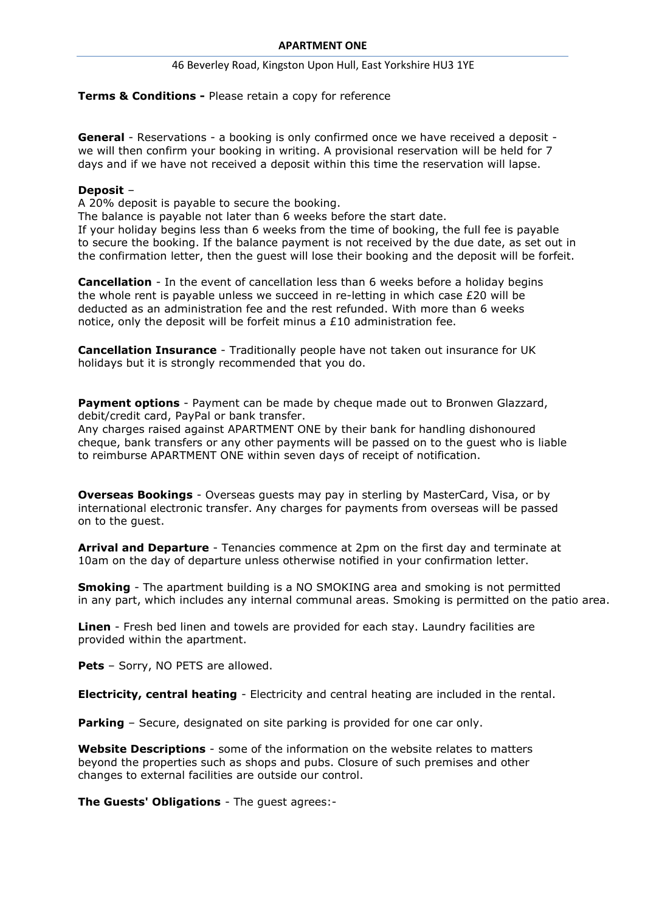**APARTMENT ONE**

46 Beverley Road, Kingston Upon Hull, East Yorkshire HU3 1YE

**Terms & Conditions -** Please retain a copy for reference

**General** - Reservations - a booking is only confirmed once we have received a deposit - we will then confirm your booking in writing. A provisional reservation will be held for 7 days and if we have not received a deposit within this time the reservation will lapse.

**Deposit** –

A 20% deposit is payable to secure the booking.

The balance is payable not later than 6 weeks before the start date.

If your holiday begins less than 6 weeks from the time of booking, the full fee is payable to secure the booking. If the balance payment is not received by the due date, as set out in the confirmation letter, then the guest will lose their booking and the deposit will be forfeit.

**Cancellation** - In the event of cancellation less than 6 weeks before a holiday begins the whole rent is payable unless we succeed in re-letting in which case £20 will be deducted as an administration fee and the rest refunded. With more than 6 weeks notice, only the deposit will be forfeit minus a £10 administration fee.

**Cancellation Insurance** - Traditionally people have not taken out insurance for UK holidays but it is strongly recommended that you do.

**Payment options** - Payment can be made by cheque made out to Bronwen Glazzard, debit/credit card, PayPal or bank transfer.

Any charges raised against APARTMENT ONE by their bank for handling dishonoured cheque, bank transfers or any other payments will be passed on to the guest who is liable to reimburse APARTMENT ONE within seven days of receipt of notification.

**Overseas Bookings** - Overseas guests may pay in sterling by MasterCard, Visa, or by international electronic transfer. Any charges for payments from overseas will be passed on to the guest.

**Arrival and Departure** - Tenancies commence at 2pm on the first day and terminate at 10am on the day of departure unless otherwise notified in your confirmation letter.

**Smoking** - The apartment building is a NO SMOKING area and smoking is not permitted in any part, which includes any internal communal areas. Smoking is permitted on the patio area.

**Linen** - Fresh bed linen and towels are provided for each stay. Laundry facilities are provided within the apartment.

**Pets** – Sorry, NO PETS are allowed.

**Electricity, central heating** - Electricity and central heating are included in the rental.

**Parking** – Secure, designated on site parking is provided for one car only.

**Website Descriptions** - some of the information on the website relates to matters beyond the properties such as shops and pubs. Closure of such premises and other changes to external facilities are outside our control.

**The Guests' Obligations** - The guest agrees:-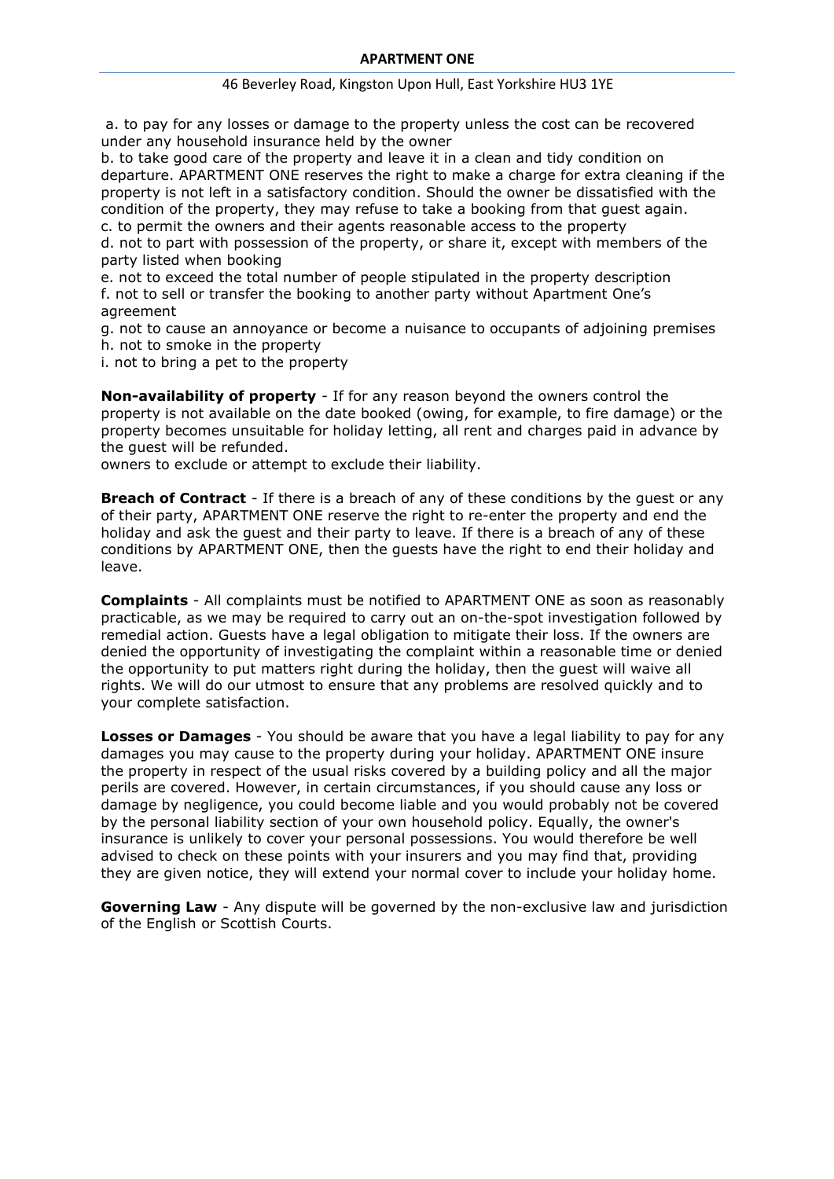a. to pay for any losses or damage to the property unless the cost can be recovered under any household insurance held by the owner
b. to take good care of the property and leave it in a clean and tidy condition on departure. APARTMENT ONE reserves the right to make a charge for extra cleaning if the property is not left in a satisfactory condition. Should the owner be dissatisfied with the condition of the property, they may refuse to take a booking from that guest again.
c. to permit the owners and their agents reasonable access to the property
d. not to part with possession of the property, or share it, except with members of the party listed when booking
e. not to exceed the total number of people stipulated in the property description
f. not to sell or transfer the booking to another party without Apartment One's agreement
g. not to cause an annoyance or become a nuisance to occupants of adjoining premises
h. not to smoke in the property
i. not to bring a pet to the property

**Non-availability of property** - If for any reason beyond the owners control the property is not available on the date booked (owing, for example, to fire damage) or the property becomes unsuitable for holiday letting, all rent and charges paid in advance by the guest will be refunded.
owners to exclude or attempt to exclude their liability.

**Breach of Contract** - If there is a breach of any of these conditions by the guest or any of their party, APARTMENT ONE reserve the right to re-enter the property and end the holiday and ask the guest and their party to leave. If there is a breach of any of these conditions by APARTMENT ONE, then the guests have the right to end their holiday and leave.

**Complaints** - All complaints must be notified to APARTMENT ONE as soon as reasonably practicable, as we may be required to carry out an on-the-spot investigation followed by remedial action. Guests have a legal obligation to mitigate their loss. If the owners are denied the opportunity of investigating the complaint within a reasonable time or denied the opportunity to put matters right during the holiday, then the guest will waive all rights. We will do our utmost to ensure that any problems are resolved quickly and to your complete satisfaction.

**Losses or Damages** - You should be aware that you have a legal liability to pay for any damages you may cause to the property during your holiday. APARTMENT ONE insure the property in respect of the usual risks covered by a building policy and all the major perils are covered. However, in certain circumstances, if you should cause any loss or damage by negligence, you could become liable and you would probably not be covered by the personal liability section of your own household policy. Equally, the owner's insurance is unlikely to cover your personal possessions. You would therefore be well advised to check on these points with your insurers and you may find that, providing they are given notice, they will extend your normal cover to include your holiday home.

**Governing Law** - Any dispute will be governed by the non-exclusive law and jurisdiction of the English or Scottish Courts.